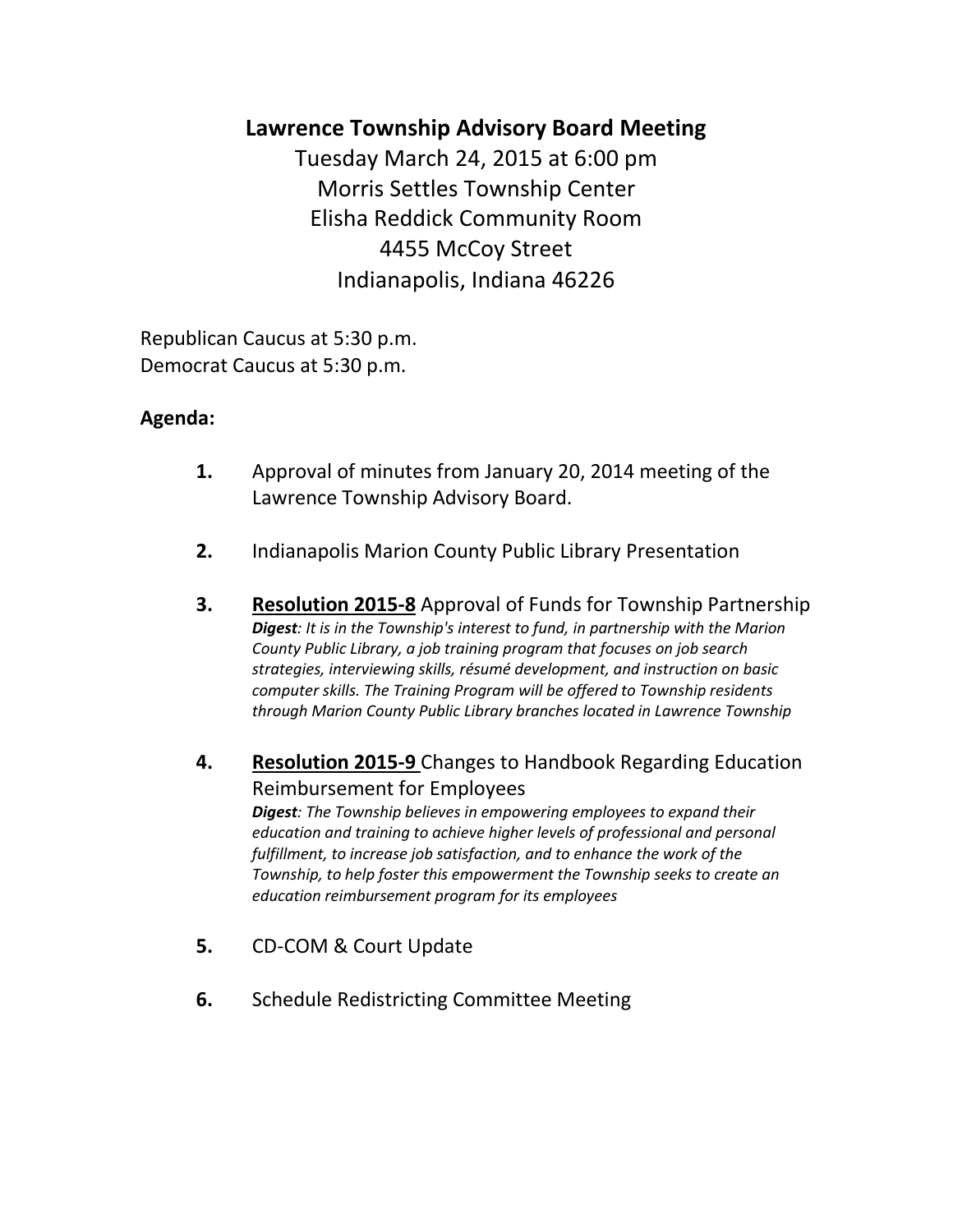# Lawrence Township Advisory Board Meeting

Tuesday March 24, 2015 at 6:00 pm
Morris Settles Township Center
Elisha Reddick Community Room
4455 McCoy Street
Indianapolis, Indiana 46226

Republican Caucus at 5:30 p.m.
Democrat Caucus at 5:30 p.m.

**Agenda:**

**1.** Approval of minutes from January 20, 2014 meeting of the Lawrence Township Advisory Board.

**2.** Indianapolis Marion County Public Library Presentation

**3.** **Resolution 2015-8** Approval of Funds for Township Partnership
***Digest****: It is in the Township's interest to fund, in partnership with the Marion County Public Library, a job training program that focuses on job search strategies, interviewing skills, résumé development, and instruction on basic computer skills. The Training Program will be offered to Township residents through Marion County Public Library branches located in Lawrence Township*

**4.** **Resolution 2015-9** Changes to Handbook Regarding Education Reimbursement for Employees
***Digest****: The Township believes in empowering employees to expand their education and training to achieve higher levels of professional and personal fulfillment, to increase job satisfaction, and to enhance the work of the Township, to help foster this empowerment the Township seeks to create an education reimbursement program for its employees*

**5.** CD-COM & Court Update

**6.** Schedule Redistricting Committee Meeting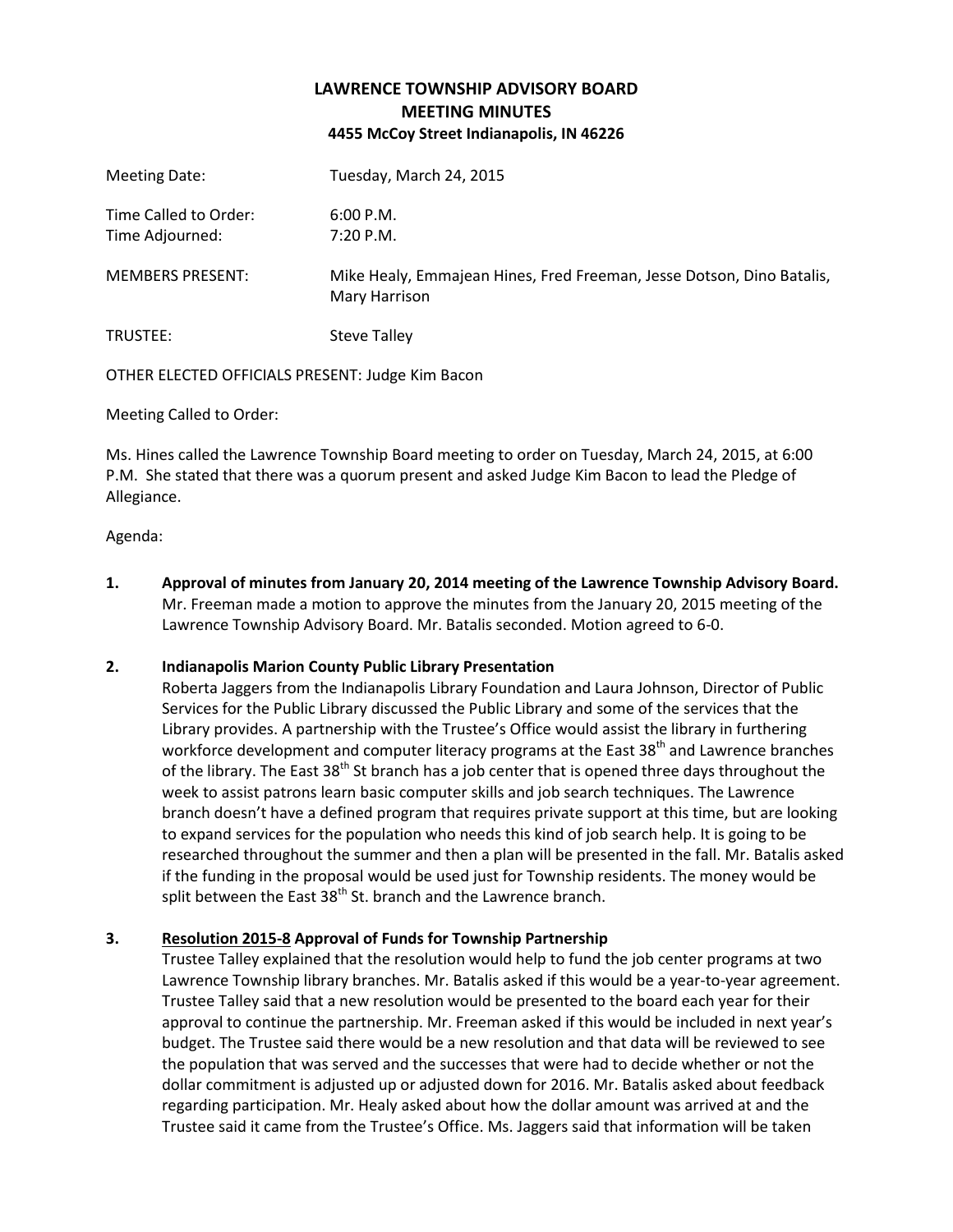# LAWRENCE TOWNSHIP ADVISORY BOARD
## MEETING MINUTES
### 4455 McCoy Street Indianapolis, IN 46226

Meeting Date: Tuesday, March 24, 2015

Time Called to Order: 6:00 P.M.
Time Adjourned: 7:20 P.M.

MEMBERS PRESENT: Mike Healy, Emmajean Hines, Fred Freeman, Jesse Dotson, Dino Batalis, Mary Harrison

TRUSTEE: Steve Talley

OTHER ELECTED OFFICIALS PRESENT: Judge Kim Bacon

Meeting Called to Order:

Ms. Hines called the Lawrence Township Board meeting to order on Tuesday, March 24, 2015, at 6:00 P.M. She stated that there was a quorum present and asked Judge Kim Bacon to lead the Pledge of Allegiance.

Agenda:

1. **Approval of minutes from January 20, 2014 meeting of the Lawrence Township Advisory Board.** Mr. Freeman made a motion to approve the minutes from the January 20, 2015 meeting of the Lawrence Township Advisory Board. Mr. Batalis seconded. Motion agreed to 6-0.

2. **Indianapolis Marion County Public Library Presentation**
   Roberta Jaggers from the Indianapolis Library Foundation and Laura Johnson, Director of Public Services for the Public Library discussed the Public Library and some of the services that the Library provides. A partnership with the Trustee's Office would assist the library in furthering workforce development and computer literacy programs at the East 38th and Lawrence branches of the library. The East 38th St branch has a job center that is opened three days throughout the week to assist patrons learn basic computer skills and job search techniques. The Lawrence branch doesn't have a defined program that requires private support at this time, but are looking to expand services for the population who needs this kind of job search help. It is going to be researched throughout the summer and then a plan will be presented in the fall. Mr. Batalis asked if the funding in the proposal would be used just for Township residents. The money would be split between the East 38th St. branch and the Lawrence branch.

3. **<u>Resolution 2015-8</u> Approval of Funds for Township Partnership**
   Trustee Talley explained that the resolution would help to fund the job center programs at two Lawrence Township library branches. Mr. Batalis asked if this would be a year-to-year agreement. Trustee Talley said that a new resolution would be presented to the board each year for their approval to continue the partnership. Mr. Freeman asked if this would be included in next year's budget. The Trustee said there would be a new resolution and that data will be reviewed to see the population that was served and the successes that were had to decide whether or not the dollar commitment is adjusted up or adjusted down for 2016. Mr. Batalis asked about feedback regarding participation. Mr. Healy asked about how the dollar amount was arrived at and the Trustee said it came from the Trustee's Office. Ms. Jaggers said that information will be taken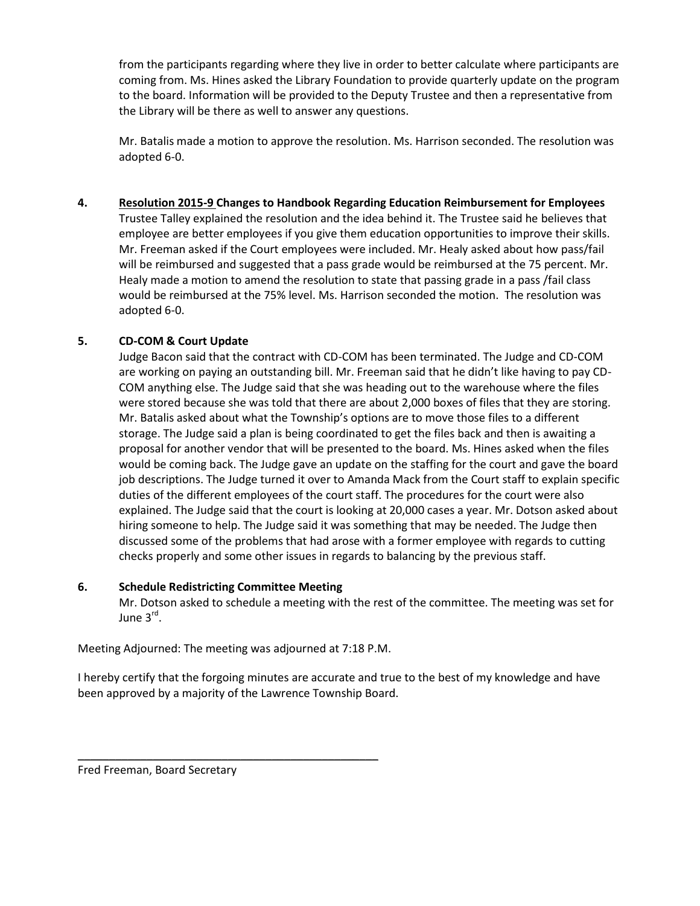from the participants regarding where they live in order to better calculate where participants are coming from. Ms. Hines asked the Library Foundation to provide quarterly update on the program to the board. Information will be provided to the Deputy Trustee and then a representative from the Library will be there as well to answer any questions.

Mr. Batalis made a motion to approve the resolution. Ms. Harrison seconded. The resolution was adopted 6-0.

**4. Resolution 2015-9 Changes to Handbook Regarding Education Reimbursement for Employees**

Trustee Talley explained the resolution and the idea behind it. The Trustee said he believes that employee are better employees if you give them education opportunities to improve their skills. Mr. Freeman asked if the Court employees were included. Mr. Healy asked about how pass/fail will be reimbursed and suggested that a pass grade would be reimbursed at the 75 percent. Mr. Healy made a motion to amend the resolution to state that passing grade in a pass /fail class would be reimbursed at the 75% level. Ms. Harrison seconded the motion. The resolution was adopted 6-0.

**5. CD-COM & Court Update**

Judge Bacon said that the contract with CD-COM has been terminated. The Judge and CD-COM are working on paying an outstanding bill. Mr. Freeman said that he didn't like having to pay CD-COM anything else. The Judge said that she was heading out to the warehouse where the files were stored because she was told that there are about 2,000 boxes of files that they are storing. Mr. Batalis asked about what the Township's options are to move those files to a different storage. The Judge said a plan is being coordinated to get the files back and then is awaiting a proposal for another vendor that will be presented to the board. Ms. Hines asked when the files would be coming back. The Judge gave an update on the staffing for the court and gave the board job descriptions. The Judge turned it over to Amanda Mack from the Court staff to explain specific duties of the different employees of the court staff. The procedures for the court were also explained. The Judge said that the court is looking at 20,000 cases a year. Mr. Dotson asked about hiring someone to help. The Judge said it was something that may be needed. The Judge then discussed some of the problems that had arose with a former employee with regards to cutting checks properly and some other issues in regards to balancing by the previous staff.

**6. Schedule Redistricting Committee Meeting**

Mr. Dotson asked to schedule a meeting with the rest of the committee. The meeting was set for June 3rd.

Meeting Adjourned: The meeting was adjourned at 7:18 P.M.

I hereby certify that the forgoing minutes are accurate and true to the best of my knowledge and have been approved by a majority of the Lawrence Township Board.

\_\_\_\_\_\_\_\_\_\_\_\_\_\_\_\_\_\_\_\_\_\_\_\_\_\_\_\_\_\_\_\_\_\_\_\_\_\_\_\_

Fred Freeman, Board Secretary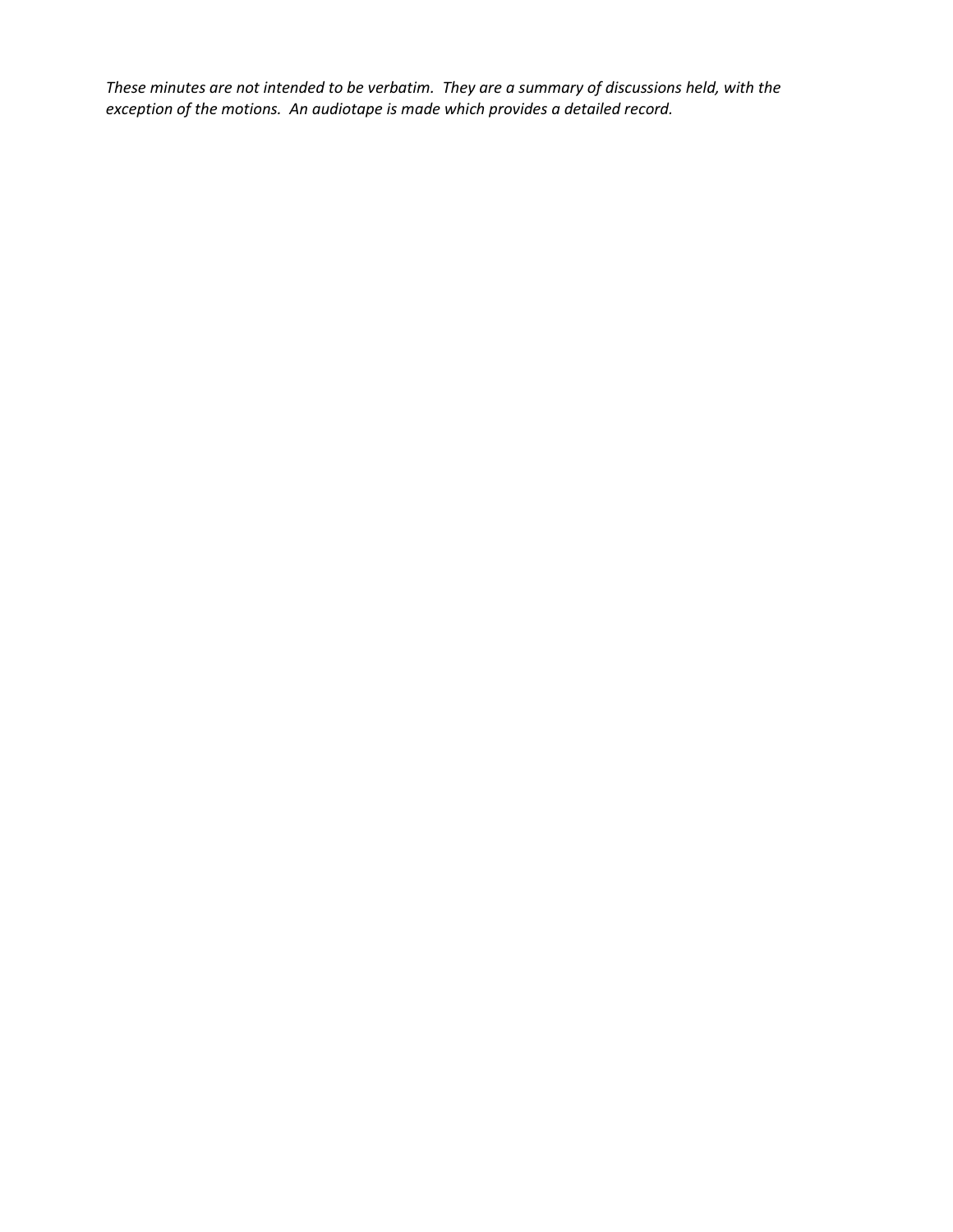*These minutes are not intended to be verbatim. They are a summary of discussions held, with the exception of the motions. An audiotape is made which provides a detailed record.*